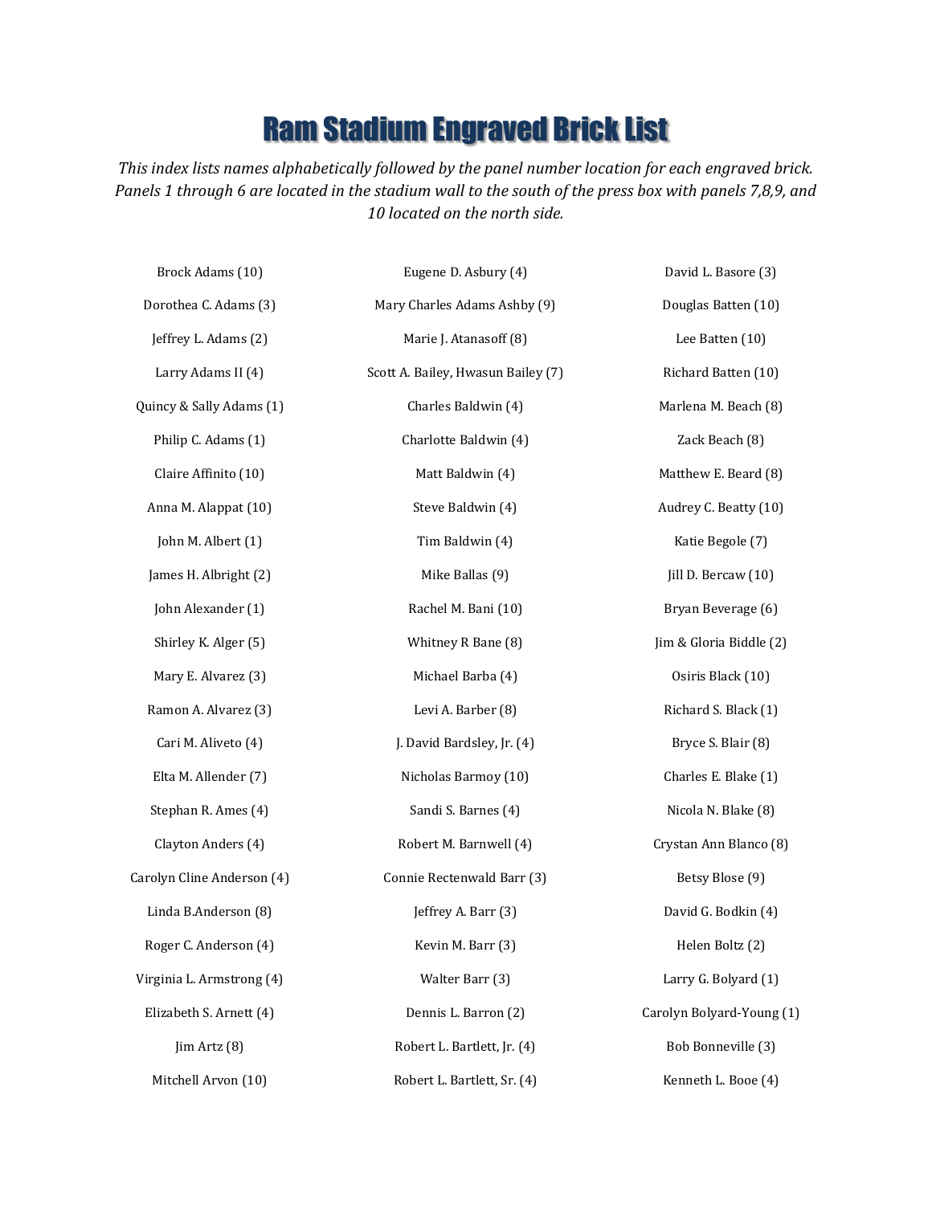# Ram Stadium Engraved Brick List

*This index lists names alphabetically followed by the panel number location for each engraved brick. Panels 1 through 6 are located in the stadium wall to the south of the press box with panels 7,8,9, and 10 located on the north side.*

Brock Adams (10)

Dorothea C. Adams (3)

Jeffrey L. Adams (2)

Larry Adams II (4)

Quincy & Sally Adams (1)

Philip C. Adams (1)

Claire Affinito (10)

Anna M. Alappat (10)

John M. Albert (1)

James H. Albright (2)

John Alexander (1)

Shirley K. Alger (5)

Mary E. Alvarez (3)

Ramon A. Alvarez (3)

Cari M. Aliveto (4)

Elta M. Allender (7)

Stephan R. Ames (4)

Clayton Anders (4)

Carolyn Cline Anderson (4)

Linda B.Anderson (8)

Roger C. Anderson (4)

Virginia L. Armstrong (4)

Elizabeth S. Arnett (4)

Jim Artz (8)

Mitchell Arvon (10)

Eugene D. Asbury (4)

Mary Charles Adams Ashby (9)

Marie J. Atanasoff (8)

Scott A. Bailey, Hwasun Bailey (7)

Charles Baldwin (4)

Charlotte Baldwin (4)

Matt Baldwin (4)

Steve Baldwin (4)

Tim Baldwin (4)

Mike Ballas (9)

Rachel M. Bani (10)

Whitney R Bane (8)

Michael Barba (4)

Levi A. Barber (8)

J. David Bardsley, Jr. (4)

Nicholas Barmoy (10)

Sandi S. Barnes (4)

Robert M. Barnwell (4)

Connie Rectenwald Barr (3)

Jeffrey A. Barr (3)

Kevin M. Barr (3)

Walter Barr (3)

Dennis L. Barron (2)

Robert L. Bartlett, Jr. (4)

Robert L. Bartlett, Sr. (4)

David L. Basore (3)

Douglas Batten (10)

Lee Batten (10)

Richard Batten (10)

Marlena M. Beach (8)

Zack Beach (8)

Matthew E. Beard (8)

Audrey C. Beatty (10)

Katie Begole (7)

Jill D. Bercaw (10)

Bryan Beverage (6)

Jim & Gloria Biddle (2)

Osiris Black (10)

Richard S. Black (1)

Bryce S. Blair (8)

Charles E. Blake (1)

Nicola N. Blake (8)

Crystan Ann Blanco (8)

Betsy Blose (9)

David G. Bodkin (4)

Helen Boltz (2)

Larry G. Bolyard (1)

Carolyn Bolyard-Young (1)

Bob Bonneville (3)

Kenneth L. Booe (4)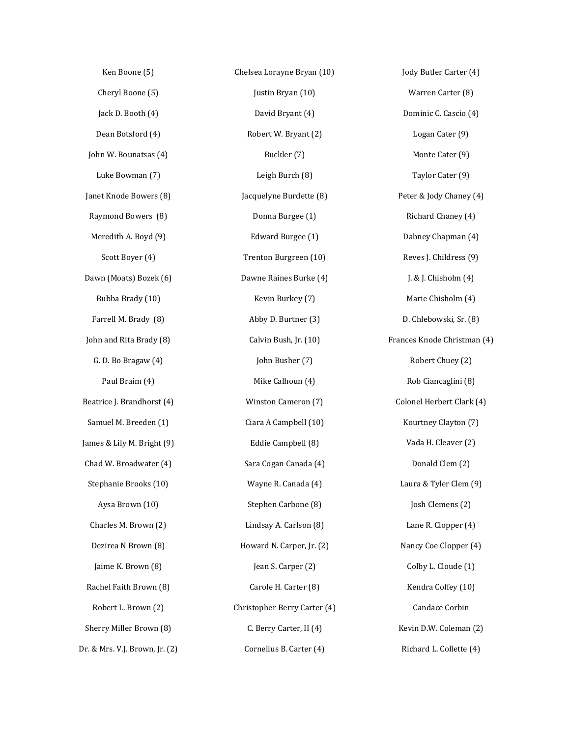Ken Boone (5)

Cheryl Boone (5)

Jack D. Booth (4)

Dean Botsford (4)

John W. Bounatsas (4)

Luke Bowman (7)

Janet Knode Bowers (8)

Raymond Bowers (8)

Meredith A. Boyd (9)

Scott Boyer (4)

Dawn (Moats) Bozek (6)

Bubba Brady (10)

Farrell M. Brady (8)

John and Rita Brady (8)

G. D. Bo Bragaw (4)

Paul Braim (4)

Beatrice J. Brandhorst (4)

Samuel M. Breeden (1)

James & Lily M. Bright (9)

Chad W. Broadwater (4)

Stephanie Brooks (10)

Aysa Brown (10)

Charles M. Brown (2)

Dezirea N Brown (8)

Jaime K. Brown (8)

Rachel Faith Brown (8)

Robert L. Brown (2)

Sherry Miller Brown (8)

Dr. & Mrs. V.J. Brown, Jr. (2)

Chelsea Lorayne Bryan (10)

Justin Bryan (10)

David Bryant (4)

Robert W. Bryant (2)

Buckler (7)

Leigh Burch (8)

Jacquelyne Burdette (8)

Donna Burgee (1)

Edward Burgee (1)

Trenton Burgreen (10)

Dawne Raines Burke (4)

Kevin Burkey (7)

Abby D. Burtner (3)

Calvin Bush, Jr. (10)

John Busher (7)

Mike Calhoun (4)

Winston Cameron (7)

Ciara A Campbell (10)

Eddie Campbell (8)

Sara Cogan Canada (4)

Wayne R. Canada (4)

Stephen Carbone (8)

Lindsay A. Carlson (8)

Howard N. Carper, Jr. (2)

Jean S. Carper (2)

Carole H. Carter (8)

Christopher Berry Carter (4)

C. Berry Carter, II (4)

Cornelius B. Carter (4)

Jody Butler Carter (4)

Warren Carter (8)

Dominic C. Cascio (4)

Logan Cater (9)

Monte Cater (9)

Taylor Cater (9)

Peter & Jody Chaney (4)

Richard Chaney (4)

Dabney Chapman (4)

Reves J. Childress (9)

J. & J. Chisholm (4)

Marie Chisholm (4)

D. Chlebowski, Sr. (8)

Frances Knode Christman (4)

Robert Chuey (2)

Rob Ciancaglini (8)

Colonel Herbert Clark (4)

Kourtney Clayton (7)

Vada H. Cleaver (2)

Donald Clem (2)

Laura & Tyler Clem (9)

Josh Clemens (2)

Lane R. Clopper (4)

Nancy Coe Clopper (4)

Colby L. Cloude (1)

Kendra Coffey (10)

Candace Corbin

Kevin D.W. Coleman (2)

Richard L. Collette (4)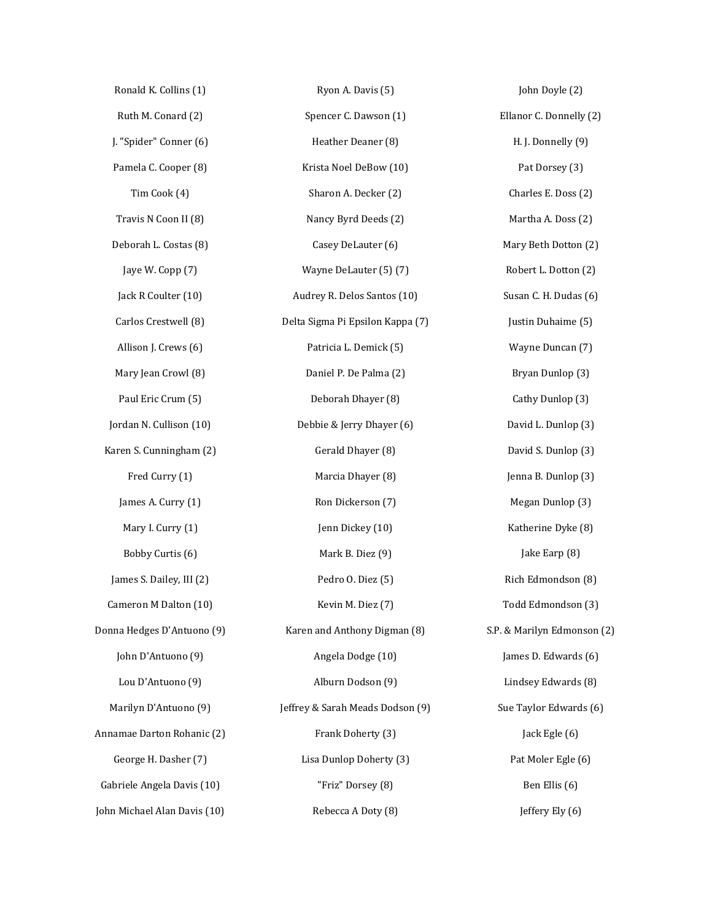Ronald K. Collins (1)

Ruth M. Conard (2)

J. "Spider" Conner (6)

Pamela C. Cooper (8)

Tim Cook (4)

Travis N Coon II (8)

Deborah L. Costas (8)

Jaye W. Copp (7)

Jack R Coulter (10)

Carlos Crestwell (8)

Allison J. Crews (6)

Mary Jean Crowl (8)

Paul Eric Crum (5)

Jordan N. Cullison (10)

Karen S. Cunningham (2)

Fred Curry (1)

James A. Curry (1)

Mary I. Curry (1)

Bobby Curtis (6)

James S. Dailey, III (2)

Cameron M Dalton (10)

Donna Hedges D'Antuono (9)

John D'Antuono (9)

Lou D'Antuono (9)

Marilyn D'Antuono (9)

Annamae Darton Rohanic (2)

George H. Dasher (7)

Gabriele Angela Davis (10)

John Michael Alan Davis (10)

Ryon A. Davis (5)

Spencer C. Dawson (1)

Heather Deaner (8)

Krista Noel DeBow (10)

Sharon A. Decker (2)

Nancy Byrd Deeds (2)

Casey DeLauter (6)

Wayne DeLauter (5) (7)

Audrey R. Delos Santos (10)

Delta Sigma Pi Epsilon Kappa (7)

Patricia L. Demick (5)

Daniel P. De Palma (2)

Deborah Dhayer (8)

Debbie & Jerry Dhayer (6)

Gerald Dhayer (8)

Marcia Dhayer (8)

Ron Dickerson (7)

Jenn Dickey (10)

Mark B. Diez (9)

Pedro O. Diez (5)

Kevin M. Diez (7)

Karen and Anthony Digman (8)

Angela Dodge (10)

Alburn Dodson (9)

Jeffrey & Sarah Meads Dodson (9)

Frank Doherty (3)

Lisa Dunlop Doherty (3)

"Friz" Dorsey (8)

Rebecca A Doty (8)

John Doyle (2)

Ellanor C. Donnelly (2)

H. J. Donnelly (9)

Pat Dorsey (3)

Charles E. Doss (2)

Martha A. Doss (2)

Mary Beth Dotton (2)

Robert L. Dotton (2)

Susan C. H. Dudas (6)

Justin Duhaime (5)

Wayne Duncan (7)

Bryan Dunlop (3)

Cathy Dunlop (3)

David L. Dunlop (3)

David S. Dunlop (3)

Jenna B. Dunlop (3)

Megan Dunlop (3)

Katherine Dyke (8)

Jake Earp (8)

Rich Edmondson (8)

Todd Edmondson (3)

S.P. & Marilyn Edmonson (2)

James D. Edwards (6)

Lindsey Edwards (8)

Sue Taylor Edwards (6)

Jack Egle (6)

Pat Moler Egle (6)

Ben Ellis (6)

Jeffery Ely (6)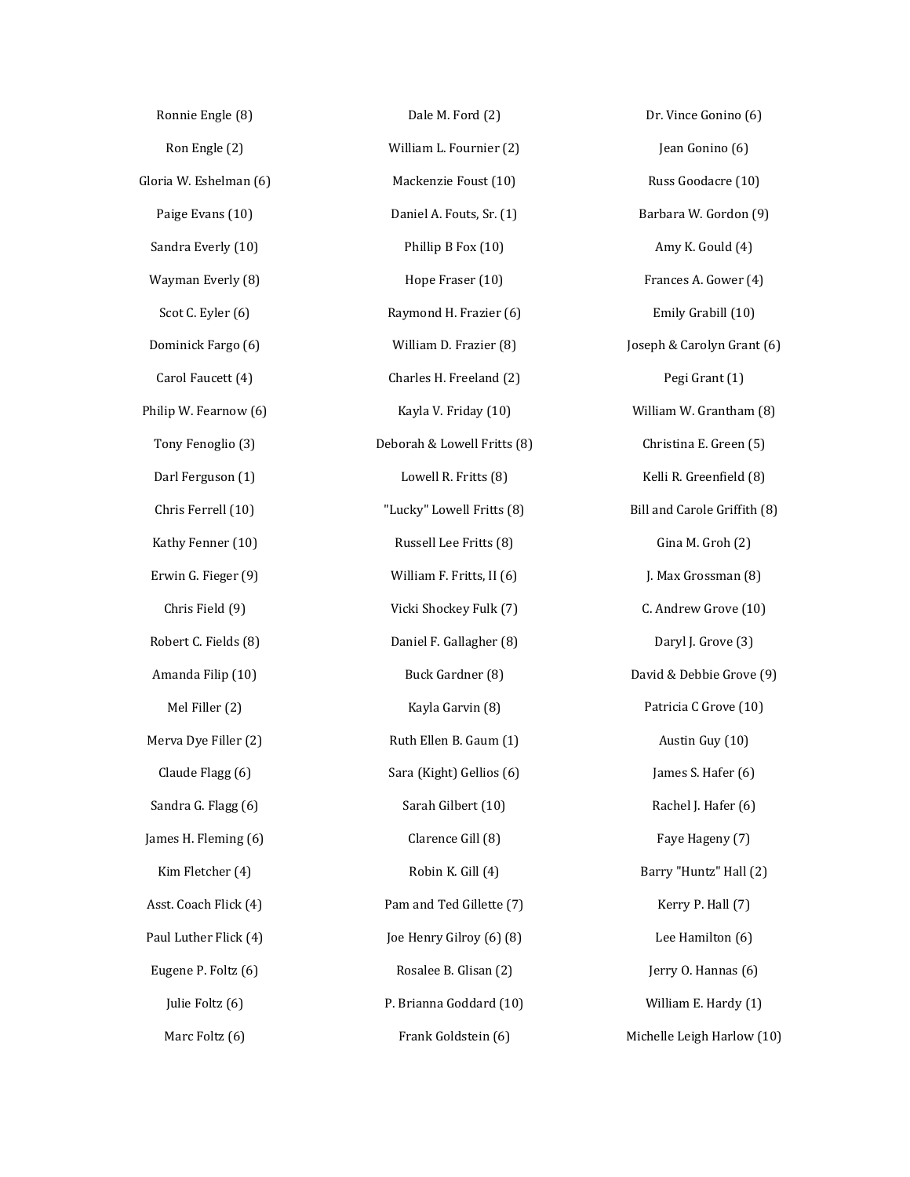Ronnie Engle (8)

Ron Engle (2)

Gloria W. Eshelman (6)

Paige Evans (10)

Sandra Everly (10)

Wayman Everly (8)

Scot C. Eyler (6)

Dominick Fargo (6)

Carol Faucett (4)

Philip W. Fearnow (6)

Tony Fenoglio (3)

Darl Ferguson (1)

Chris Ferrell (10)

Kathy Fenner (10)

Erwin G. Fieger (9)

Chris Field (9)

Robert C. Fields (8)

Amanda Filip (10)

Mel Filler (2)

Merva Dye Filler (2)

Claude Flagg (6)

Sandra G. Flagg (6)

James H. Fleming (6)

Kim Fletcher (4)

Asst. Coach Flick (4)

Paul Luther Flick (4)

Eugene P. Foltz (6)

Julie Foltz (6)

Marc Foltz (6)

Dale M. Ford (2)

William L. Fournier (2)

Mackenzie Foust (10)

Daniel A. Fouts, Sr. (1)

Phillip B Fox (10)

Hope Fraser (10)

Raymond H. Frazier (6)

William D. Frazier (8)

Charles H. Freeland (2)

Kayla V. Friday (10)

Deborah & Lowell Fritts (8)

Lowell R. Fritts (8)

"Lucky" Lowell Fritts (8)

Russell Lee Fritts (8)

William F. Fritts, II (6)

Vicki Shockey Fulk (7)

Daniel F. Gallagher (8)

Buck Gardner (8)

Kayla Garvin (8)

Ruth Ellen B. Gaum (1)

Sara (Kight) Gellios (6)

Sarah Gilbert (10)

Clarence Gill (8)

Robin K. Gill (4)

Pam and Ted Gillette (7)

Joe Henry Gilroy (6) (8)

Rosalee B. Glisan (2)

P. Brianna Goddard (10)

Frank Goldstein (6)

Dr. Vince Gonino (6)

Jean Gonino (6)

Russ Goodacre (10)

Barbara W. Gordon (9)

Amy K. Gould (4)

Frances A. Gower (4)

Emily Grabill (10)

Joseph & Carolyn Grant (6)

Pegi Grant (1)

William W. Grantham (8)

Christina E. Green (5)

Kelli R. Greenfield (8)

Bill and Carole Griffith (8)

Gina M. Groh (2)

J. Max Grossman (8)

C. Andrew Grove (10)

Daryl J. Grove (3)

David & Debbie Grove (9)

Patricia C Grove (10)

Austin Guy (10)

James S. Hafer (6)

Rachel J. Hafer (6)

Faye Hageny (7)

Barry "Huntz" Hall (2)

Kerry P. Hall (7)

Lee Hamilton (6)

Jerry O. Hannas (6)

William E. Hardy (1)

Michelle Leigh Harlow (10)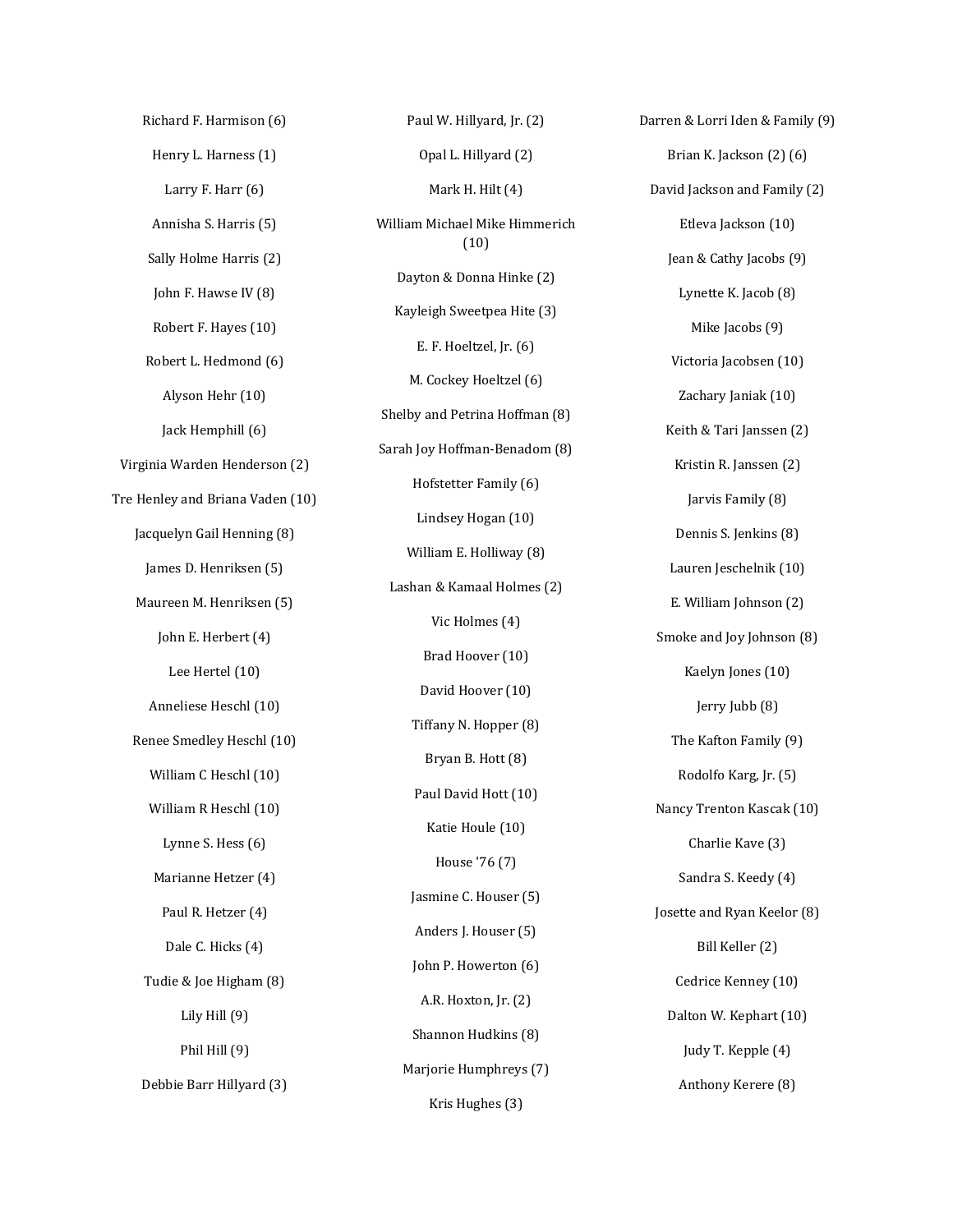Richard F. Harmison (6)

Henry L. Harness (1)

Larry F. Harr (6)

Annisha S. Harris (5)

Sally Holme Harris (2)

John F. Hawse IV (8)

Robert F. Hayes (10)

Robert L. Hedmond (6)

Alyson Hehr (10)

Jack Hemphill (6)

Virginia Warden Henderson (2)

Tre Henley and Briana Vaden (10)

Jacquelyn Gail Henning (8)

James D. Henriksen (5)

Maureen M. Henriksen (5)

John E. Herbert (4)

Lee Hertel (10)

Anneliese Heschl (10)

Renee Smedley Heschl (10)

William C Heschl (10)

William R Heschl (10)

Lynne S. Hess (6)

Marianne Hetzer (4)

Paul R. Hetzer (4)

Dale C. Hicks (4)

Tudie & Joe Higham (8)

Lily Hill (9)

Phil Hill (9)

Debbie Barr Hillyard (3)

Paul W. Hillyard, Jr. (2)

Opal L. Hillyard (2)

Mark H. Hilt (4)

William Michael Mike Himmerich (10)

Dayton & Donna Hinke (2)

Kayleigh Sweetpea Hite (3)

E. F. Hoeltzel, Jr. (6)

M. Cockey Hoeltzel (6)

Shelby and Petrina Hoffman (8)

Sarah Joy Hoffman-Benadom (8)

Hofstetter Family (6)

Lindsey Hogan (10)

William E. Holliway (8)

Lashan & Kamaal Holmes (2)

Vic Holmes (4)

Brad Hoover (10)

David Hoover (10)

Tiffany N. Hopper (8)

Bryan B. Hott (8)

Paul David Hott (10)

Katie Houle (10)

House '76 (7)

Jasmine C. Houser (5)

Anders J. Houser (5)

John P. Howerton (6)

A.R. Hoxton, Jr. (2)

Shannon Hudkins (8)

Marjorie Humphreys (7)

Kris Hughes (3)

Darren & Lorri Iden & Family (9)

Brian K. Jackson (2) (6)

David Jackson and Family (2)

Etleva Jackson (10)

Jean & Cathy Jacobs (9)

Lynette K. Jacob (8)

Mike Jacobs (9)

Victoria Jacobsen (10)

Zachary Janiak (10)

Keith & Tari Janssen (2)

Kristin R. Janssen (2)

Jarvis Family (8)

Dennis S. Jenkins (8)

Lauren Jeschelnik (10)

E. William Johnson (2)

Smoke and Joy Johnson (8)

Kaelyn Jones (10)

Jerry Jubb (8)

The Kafton Family (9)

Rodolfo Karg, Jr. (5)

Nancy Trenton Kascak (10)

Charlie Kave (3)

Sandra S. Keedy (4)

Josette and Ryan Keelor (8)

Bill Keller (2)

Cedrice Kenney (10)

Dalton W. Kephart (10)

Judy T. Kepple (4)

Anthony Kerere (8)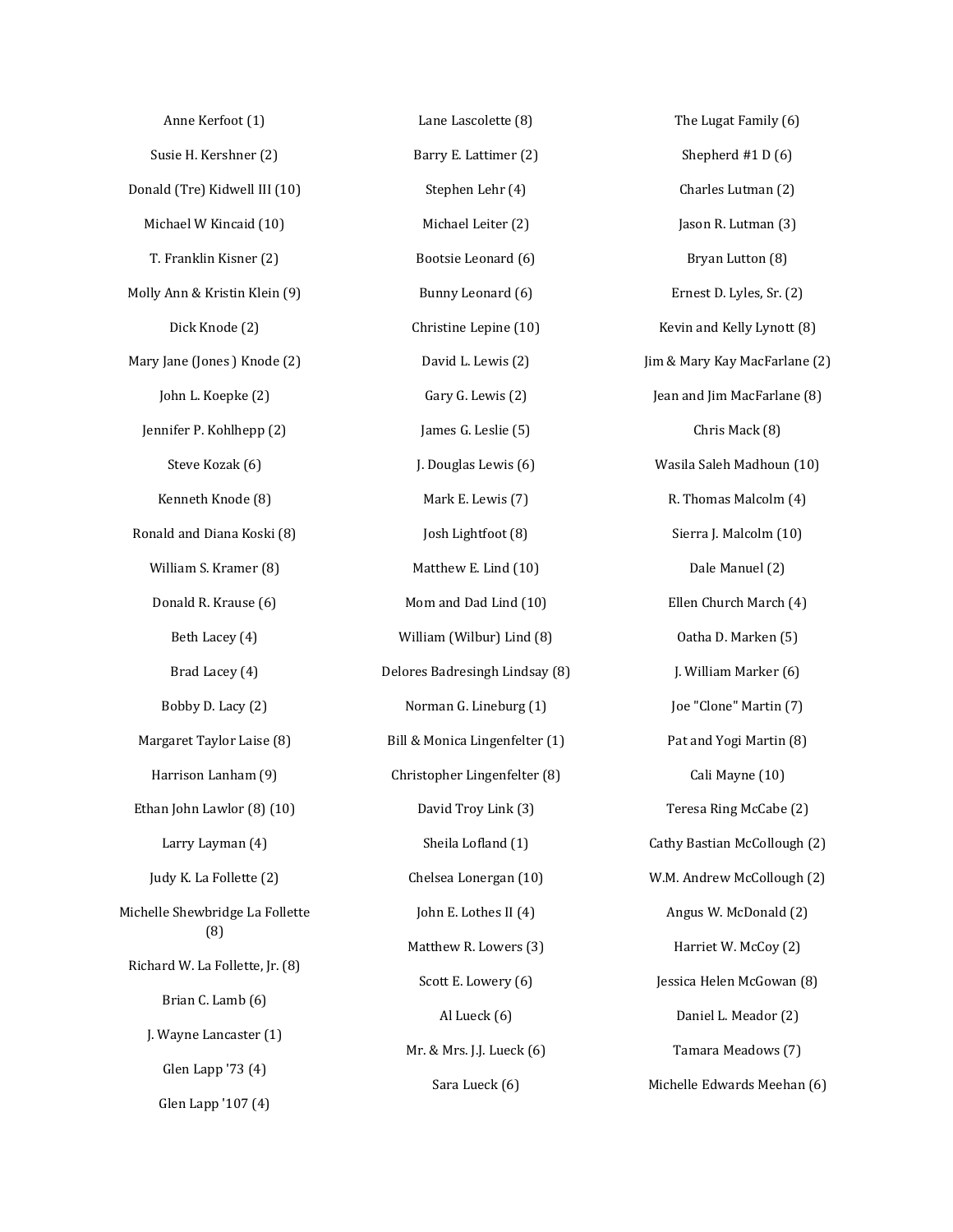Anne Kerfoot (1)

Susie H. Kershner (2)

Donald (Tre) Kidwell III (10)

Michael W Kincaid (10)

T. Franklin Kisner (2)

Molly Ann & Kristin Klein (9)

Dick Knode (2)

Mary Jane (Jones ) Knode (2)

John L. Koepke (2)

Jennifer P. Kohlhepp (2)

Steve Kozak (6)

Kenneth Knode (8)

Ronald and Diana Koski (8)

William S. Kramer (8)

Donald R. Krause (6)

Beth Lacey (4)

Brad Lacey (4)

Bobby D. Lacy (2)

Margaret Taylor Laise (8)

Harrison Lanham (9)

Ethan John Lawlor (8) (10)

Larry Layman (4)

Judy K. La Follette (2)

Michelle Shewbridge La Follette (8)

Richard W. La Follette, Jr. (8)

Brian C. Lamb (6)

J. Wayne Lancaster (1)

Glen Lapp '73 (4)

Glen Lapp '107 (4)

Lane Lascolette (8)

Barry E. Lattimer (2)

Stephen Lehr (4)

Michael Leiter (2)

Bootsie Leonard (6)

Bunny Leonard (6)

Christine Lepine (10)

David L. Lewis (2)

Gary G. Lewis (2)

James G. Leslie (5)

J. Douglas Lewis (6)

Mark E. Lewis (7)

Josh Lightfoot (8)

Matthew E. Lind (10)

Mom and Dad Lind (10)

William (Wilbur) Lind (8)

Delores Badresingh Lindsay (8)

Norman G. Lineburg (1)

Bill & Monica Lingenfelter (1)

Christopher Lingenfelter (8)

David Troy Link (3)

Sheila Lofland (1)

Chelsea Lonergan (10)

John E. Lothes II (4)

Matthew R. Lowers (3)

Scott E. Lowery (6)

Al Lueck (6)

Mr. & Mrs. J.J. Lueck (6)

Sara Lueck (6)

The Lugat Family (6)

Shepherd #1 D (6)

Charles Lutman (2)

Jason R. Lutman (3)

Bryan Lutton (8)

Ernest D. Lyles, Sr. (2)

Kevin and Kelly Lynott (8)

Jim & Mary Kay MacFarlane (2)

Jean and Jim MacFarlane (8)

Chris Mack (8)

Wasila Saleh Madhoun (10)

R. Thomas Malcolm (4)

Sierra J. Malcolm (10)

Dale Manuel (2)

Ellen Church March (4)

Oatha D. Marken (5)

J. William Marker (6)

Joe "Clone" Martin (7)

Pat and Yogi Martin (8)

Cali Mayne (10)

Teresa Ring McCabe (2)

Cathy Bastian McCollough (2)

W.M. Andrew McCollough (2)

Angus W. McDonald (2)

Harriet W. McCoy (2)

Jessica Helen McGowan (8)

Daniel L. Meador (2)

Tamara Meadows (7)

Michelle Edwards Meehan (6)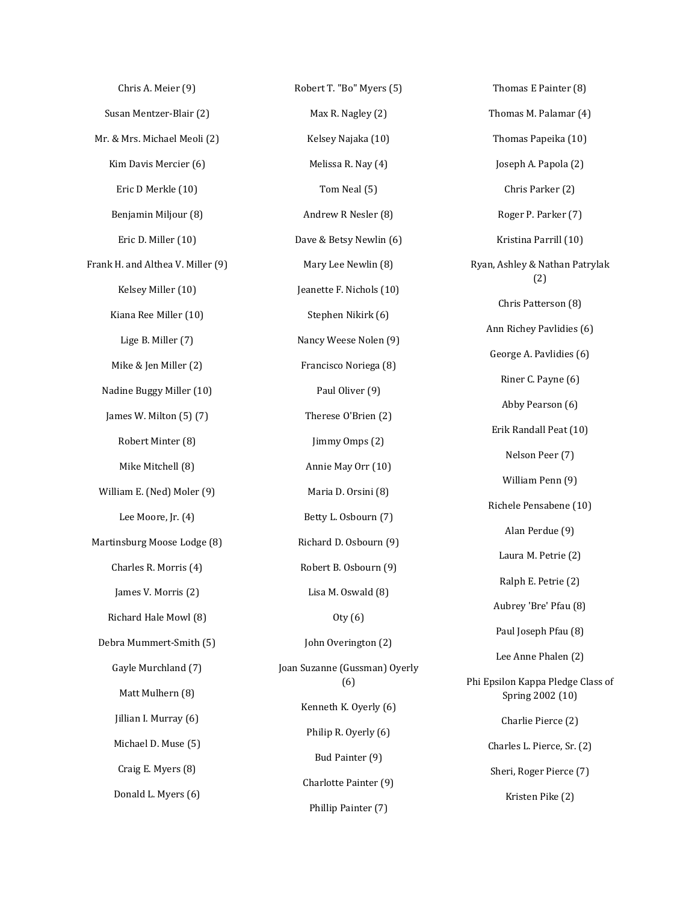Chris A. Meier (9)

Susan Mentzer-Blair (2)

Mr. & Mrs. Michael Meoli (2)

Kim Davis Mercier (6)

Eric D Merkle (10)

Benjamin Miljour (8)

Eric D. Miller (10)

Frank H. and Althea V. Miller (9)

Kelsey Miller (10)

Kiana Ree Miller (10)

Lige B. Miller (7)

Mike & Jen Miller (2)

Nadine Buggy Miller (10)

James W. Milton (5) (7)

Robert Minter (8)

Mike Mitchell (8)

William E. (Ned) Moler (9)

Lee Moore, Jr. (4)

Martinsburg Moose Lodge (8)

Charles R. Morris (4)

James V. Morris (2)

Richard Hale Mowl (8)

Debra Mummert-Smith (5)

Gayle Murchland (7)

Matt Mulhern (8)

Jillian I. Murray (6)

Michael D. Muse (5)

Craig E. Myers (8)

Donald L. Myers (6)

Robert T. "Bo" Myers (5)

Max R. Nagley (2)

Kelsey Najaka (10)

Melissa R. Nay (4)

Tom Neal (5)

Andrew R Nesler (8)

Dave & Betsy Newlin (6)

Mary Lee Newlin (8)

Jeanette F. Nichols (10)

Stephen Nikirk (6)

Nancy Weese Nolen (9)

Francisco Noriega (8)

Paul Oliver (9)

Therese O'Brien (2)

Jimmy Omps (2)

Annie May Orr (10)

Maria D. Orsini (8)

Betty L. Osbourn (7)

Richard D. Osbourn (9)

Robert B. Osbourn (9)

Lisa M. Oswald (8)

Oty (6)

John Overington (2)

Joan Suzanne (Gussman) Oyerly (6)

Kenneth K. Oyerly (6)

Philip R. Oyerly (6)

Bud Painter (9)

Charlotte Painter (9)

Phillip Painter (7)

Thomas E Painter (8)

Thomas M. Palamar (4)

Thomas Papeika (10)

Joseph A. Papola (2)

Chris Parker (2)

Roger P. Parker (7)

Kristina Parrill (10)

Ryan, Ashley & Nathan Patrylak (2)

Chris Patterson (8)

Ann Richey Pavlidies (6)

George A. Pavlidies (6)

Riner C. Payne (6)

Abby Pearson (6)

Erik Randall Peat (10)

Nelson Peer (7)

William Penn (9)

Richele Pensabene (10)

Alan Perdue (9)

Laura M. Petrie (2)

Ralph E. Petrie (2)

Aubrey 'Bre' Pfau (8)

Paul Joseph Pfau (8)

Lee Anne Phalen (2)

Phi Epsilon Kappa Pledge Class of Spring 2002 (10)

Charlie Pierce (2)

Charles L. Pierce, Sr. (2)

Sheri, Roger Pierce (7)

Kristen Pike (2)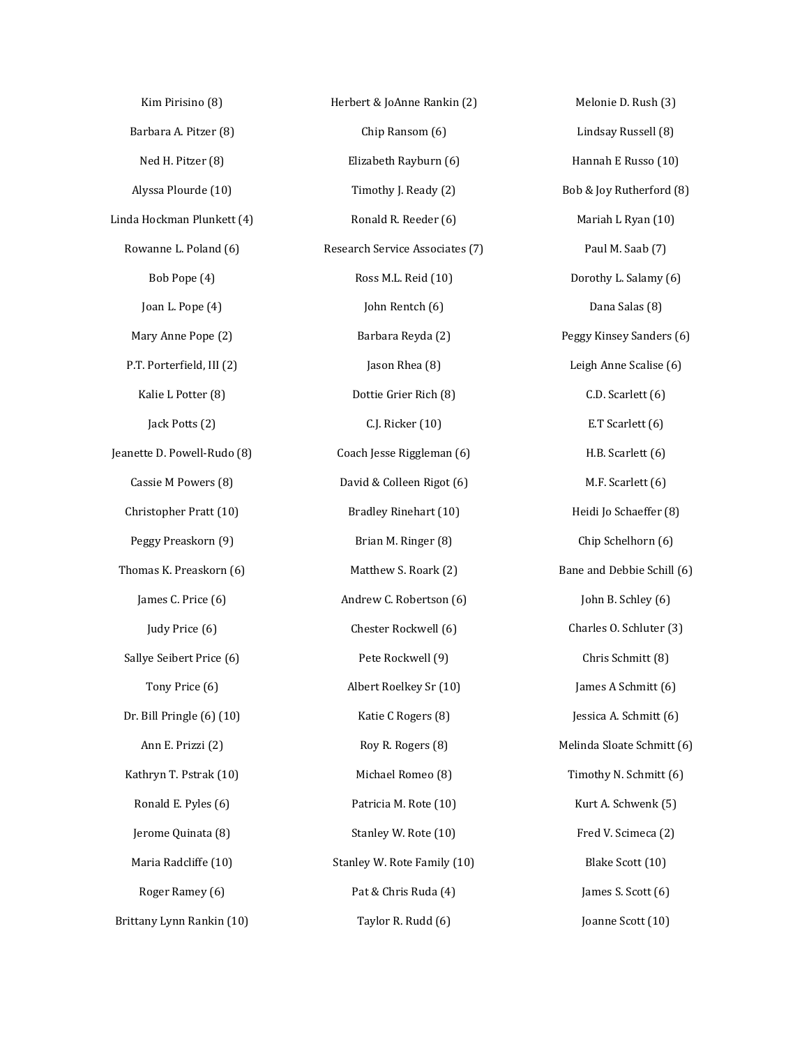Kim Pirisino (8)

Barbara A. Pitzer (8)

Ned H. Pitzer (8)

Alyssa Plourde (10)

Linda Hockman Plunkett (4)

Rowanne L. Poland (6)

Bob Pope (4)

Joan L. Pope (4)

Mary Anne Pope (2)

P.T. Porterfield, III (2)

Kalie L Potter (8)

Jack Potts (2)

Jeanette D. Powell-Rudo (8)

Cassie M Powers (8)

Christopher Pratt (10)

Peggy Preaskorn (9)

Thomas K. Preaskorn (6)

James C. Price (6)

Judy Price (6)

Sallye Seibert Price (6)

Tony Price (6)

Dr. Bill Pringle (6) (10)

Ann E. Prizzi (2)

Kathryn T. Pstrak (10)

Ronald E. Pyles (6)

Jerome Quinata (8)

Maria Radcliffe (10)

Roger Ramey (6)

Brittany Lynn Rankin (10)

Herbert & JoAnne Rankin (2)

Chip Ransom (6)

Elizabeth Rayburn (6)

Timothy J. Ready (2)

Ronald R. Reeder (6)

Research Service Associates (7)

Ross M.L. Reid (10)

John Rentch (6)

Barbara Reyda (2)

Jason Rhea (8)

Dottie Grier Rich (8)

C.J. Ricker (10)

Coach Jesse Riggleman (6)

David & Colleen Rigot (6)

Bradley Rinehart (10)

Brian M. Ringer (8)

Matthew S. Roark (2)

Andrew C. Robertson (6)

Chester Rockwell (6)

Pete Rockwell (9)

Albert Roelkey Sr (10)

Katie C Rogers (8)

Roy R. Rogers (8)

Michael Romeo (8)

Patricia M. Rote (10)

Stanley W. Rote (10)

Stanley W. Rote Family (10)

Pat & Chris Ruda (4)

Taylor R. Rudd (6)

Melonie D. Rush (3)

Lindsay Russell (8)

Hannah E Russo (10)

Bob & Joy Rutherford (8)

Mariah L Ryan (10)

Paul M. Saab (7)

Dorothy L. Salamy (6)

Dana Salas (8)

Peggy Kinsey Sanders (6)

Leigh Anne Scalise (6)

C.D. Scarlett (6)

E.T Scarlett (6)

H.B. Scarlett (6)

M.F. Scarlett (6)

Heidi Jo Schaeffer (8)

Chip Schelhorn (6)

Bane and Debbie Schill (6)

John B. Schley (6)

Charles O. Schluter (3)

Chris Schmitt (8)

James A Schmitt (6)

Jessica A. Schmitt (6)

Melinda Sloate Schmitt (6)

Timothy N. Schmitt (6)

Kurt A. Schwenk (5)

Fred V. Scimeca (2)

Blake Scott (10)

James S. Scott (6)

Joanne Scott (10)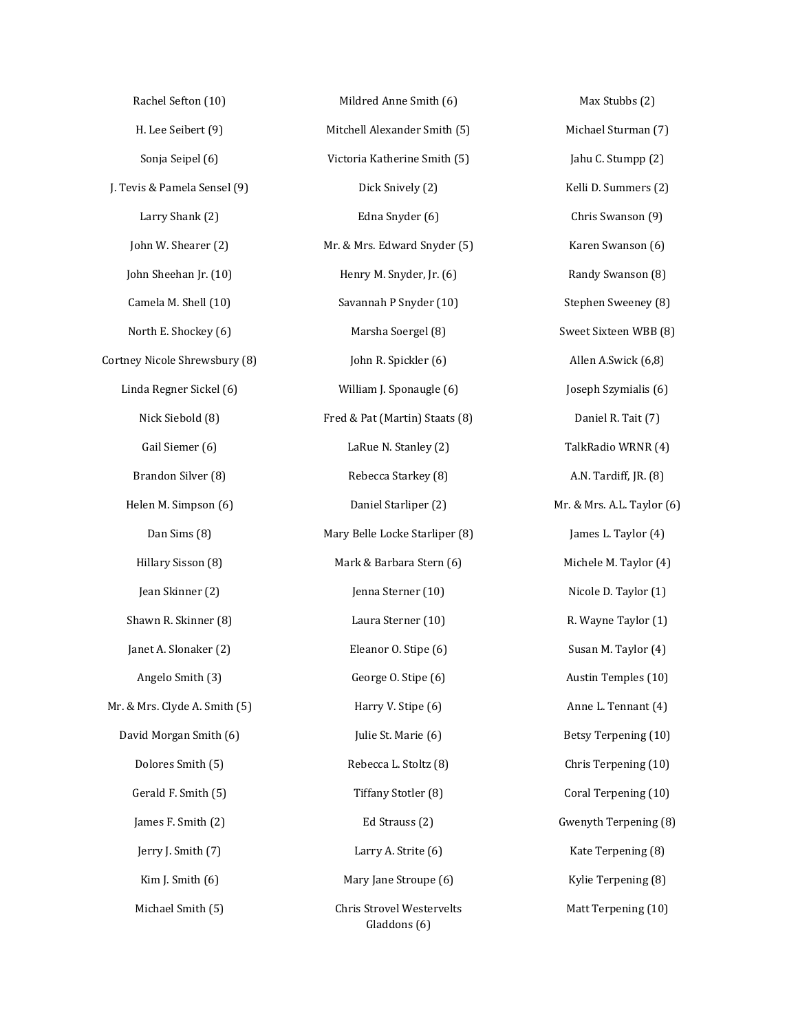Rachel Sefton (10)

H. Lee Seibert (9)

Sonja Seipel (6)

J. Tevis & Pamela Sensel (9)

Larry Shank (2)

John W. Shearer (2)

John Sheehan Jr. (10)

Camela M. Shell (10)

North E. Shockey (6)

Cortney Nicole Shrewsbury (8)

Linda Regner Sickel (6)

Nick Siebold (8)

Gail Siemer (6)

Brandon Silver (8)

Helen M. Simpson (6)

Dan Sims (8)

Hillary Sisson (8)

Jean Skinner (2)

Shawn R. Skinner (8)

Janet A. Slonaker (2)

Angelo Smith (3)

Mr. & Mrs. Clyde A. Smith (5)

David Morgan Smith (6)

Dolores Smith (5)

Gerald F. Smith (5)

James F. Smith (2)

Jerry J. Smith (7)

Kim J. Smith (6)

Michael Smith (5)

Mildred Anne Smith (6)

Mitchell Alexander Smith (5)

Victoria Katherine Smith (5)

Dick Snively (2)

Edna Snyder (6)

Mr. & Mrs. Edward Snyder (5)

Henry M. Snyder, Jr. (6)

Savannah P Snyder (10)

Marsha Soergel (8)

John R. Spickler (6)

William J. Sponaugle (6)

Fred & Pat (Martin) Staats (8)

LaRue N. Stanley (2)

Rebecca Starkey (8)

Daniel Starliper (2)

Mary Belle Locke Starliper (8)

Mark & Barbara Stern (6)

Jenna Sterner (10)

Laura Sterner (10)

Eleanor O. Stipe (6)

George O. Stipe (6)

Harry V. Stipe (6)

Julie St. Marie (6)

Rebecca L. Stoltz (8)

Tiffany Stotler (8)

Ed Strauss (2)

Larry A. Strite (6)

Mary Jane Stroupe (6)

Chris Strovel Westervelts Gladdons (6)

Max Stubbs (2)

Michael Sturman (7)

Jahu C. Stumpp (2)

Kelli D. Summers (2)

Chris Swanson (9)

Karen Swanson (6)

Randy Swanson (8)

Stephen Sweeney (8)

Sweet Sixteen WBB (8)

Allen A.Swick (6,8)

Joseph Szymialis (6)

Daniel R. Tait (7)

TalkRadio WRNR (4)

A.N. Tardiff, JR. (8)

Mr. & Mrs. A.L. Taylor (6)

James L. Taylor (4)

Michele M. Taylor (4)

Nicole D. Taylor (1)

R. Wayne Taylor (1)

Susan M. Taylor (4)

Austin Temples (10)

Anne L. Tennant (4)

Betsy Terpening (10)

Chris Terpening (10)

Coral Terpening (10)

Gwenyth Terpening (8)

Kate Terpening (8)

Kylie Terpening (8)

Matt Terpening (10)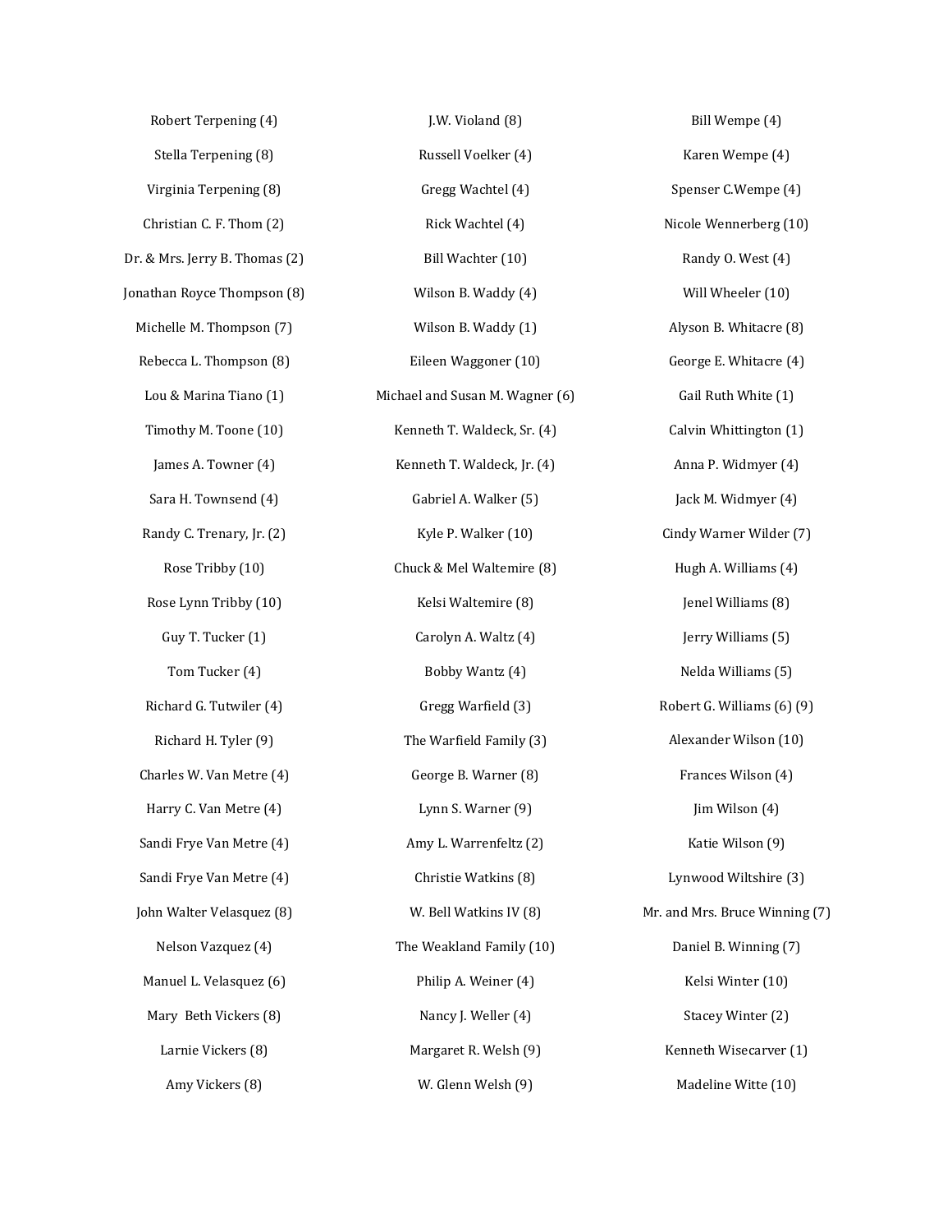Robert Terpening (4)

Stella Terpening (8)

Virginia Terpening (8)

Christian C. F. Thom (2)

Dr. & Mrs. Jerry B. Thomas (2)

Jonathan Royce Thompson (8)

Michelle M. Thompson (7)

Rebecca L. Thompson (8)

Lou & Marina Tiano (1)

Timothy M. Toone (10)

James A. Towner (4)

Sara H. Townsend (4)

Randy C. Trenary, Jr. (2)

Rose Tribby (10)

Rose Lynn Tribby (10)

Guy T. Tucker (1)

Tom Tucker (4)

Richard G. Tutwiler (4)

Richard H. Tyler (9)

Charles W. Van Metre (4)

Harry C. Van Metre (4)

Sandi Frye Van Metre (4)

Sandi Frye Van Metre (4)

John Walter Velasquez (8)

Nelson Vazquez (4)

Manuel L. Velasquez (6)

Mary Beth Vickers (8)

Larnie Vickers (8)

Amy Vickers (8)

J.W. Violand (8)

Russell Voelker (4)

Gregg Wachtel (4)

Rick Wachtel (4)

Bill Wachter (10)

Wilson B. Waddy (4)

Wilson B. Waddy (1)

Eileen Waggoner (10)

Michael and Susan M. Wagner (6)

Kenneth T. Waldeck, Sr. (4)

Kenneth T. Waldeck, Jr. (4)

Gabriel A. Walker (5)

Kyle P. Walker (10)

Chuck & Mel Waltemire (8)

Kelsi Waltemire (8)

Carolyn A. Waltz (4)

Bobby Wantz (4)

Gregg Warfield (3)

The Warfield Family (3)

George B. Warner (8)

Lynn S. Warner (9)

Amy L. Warrenfeltz (2)

Christie Watkins (8)

W. Bell Watkins IV (8)

The Weakland Family (10)

Philip A. Weiner (4)

Nancy J. Weller (4)

Margaret R. Welsh (9)

W. Glenn Welsh (9)

Bill Wempe (4)

Karen Wempe (4)

Spenser C.Wempe (4)

Nicole Wennerberg (10)

Randy O. West (4)

Will Wheeler (10)

Alyson B. Whitacre (8)

George E. Whitacre (4)

Gail Ruth White (1)

Calvin Whittington (1)

Anna P. Widmyer (4)

Jack M. Widmyer (4)

Cindy Warner Wilder (7)

Hugh A. Williams (4)

Jenel Williams (8)

Jerry Williams (5)

Nelda Williams (5)

Robert G. Williams (6) (9)

Alexander Wilson (10)

Frances Wilson (4)

Jim Wilson (4)

Katie Wilson (9)

Lynwood Wiltshire (3)

Mr. and Mrs. Bruce Winning (7)

Daniel B. Winning (7)

Kelsi Winter (10)

Stacey Winter (2)

Kenneth Wisecarver (1)

Madeline Witte (10)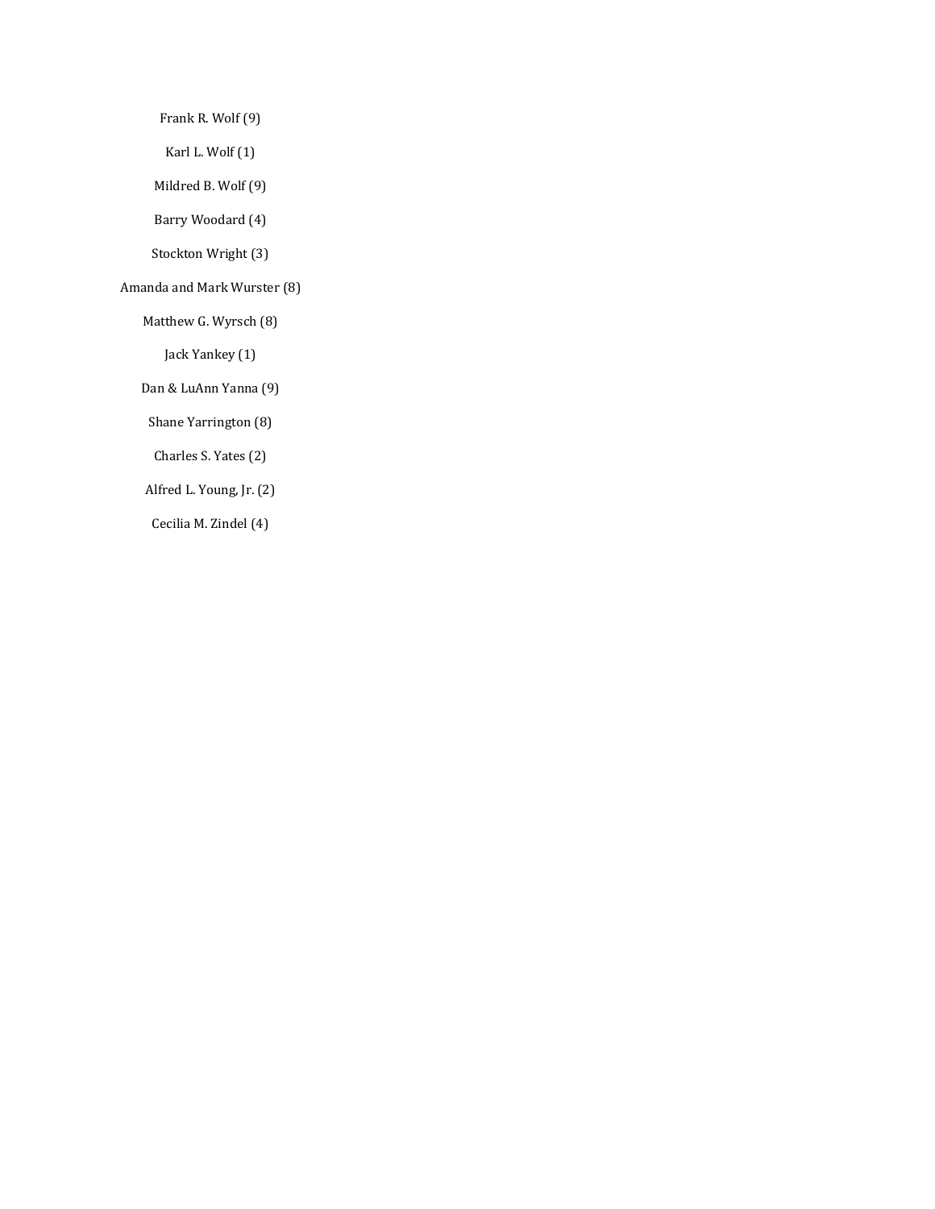Frank R. Wolf (9)

Karl L. Wolf (1)

Mildred B. Wolf (9)

Barry Woodard (4)

Stockton Wright (3)

Amanda and Mark Wurster (8)

Matthew G. Wyrsch (8)

Jack Yankey (1)

Dan & LuAnn Yanna (9)

Shane Yarrington (8)

Charles S. Yates (2)

Alfred L. Young, Jr. (2)

Cecilia M. Zindel (4)